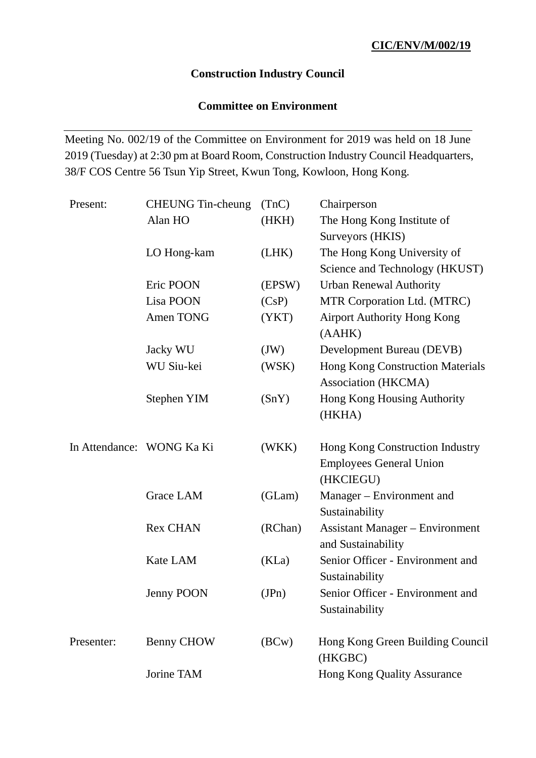**CIC/ENV/M/002/19**

# Construction Industry Council

## Committee on Environment

---

Meeting No. 002/19 of the Committee on Environment for 2019 was held on 18 June 2019 (Tuesday) at 2:30 pm at Board Room, Construction Industry Council Headquarters, 38/F COS Centre 56 Tsun Yip Street, Kwun Tong, Kowloon, Hong Kong.

| | | | |
|---|---|---|---|
| Present: | CHEUNG Tin-cheung | (TnC) | Chairperson |
| | Alan HO | (HKH) | The Hong Kong Institute of Surveyors (HKIS) |
| | LO Hong-kam | (LHK) | The Hong Kong University of Science and Technology (HKUST) |
| | Eric POON | (EPSW) | Urban Renewal Authority |
| | Lisa POON | (CsP) | MTR Corporation Ltd. (MTRC) |
| | Amen TONG | (YKT) | Airport Authority Hong Kong (AAHK) |
| | Jacky WU | (JW) | Development Bureau (DEVB) |
| | WU Siu-kei | (WSK) | Hong Kong Construction Materials Association (HKCMA) |
| | Stephen YIM | (SnY) | Hong Kong Housing Authority (HKHA) |
| In Attendance: | WONG Ka Ki | (WKK) | Hong Kong Construction Industry Employees General Union (HKCIEGU) |
| | Grace LAM | (GLam) | Manager – Environment and Sustainability |
| | Rex CHAN | (RChan) | Assistant Manager – Environment and Sustainability |
| | Kate LAM | (KLa) | Senior Officer - Environment and Sustainability |
| | Jenny POON | (JPn) | Senior Officer - Environment and Sustainability |
| Presenter: | Benny CHOW | (BCw) | Hong Kong Green Building Council (HKGBC) |
| | Jorine TAM | | Hong Kong Quality Assurance |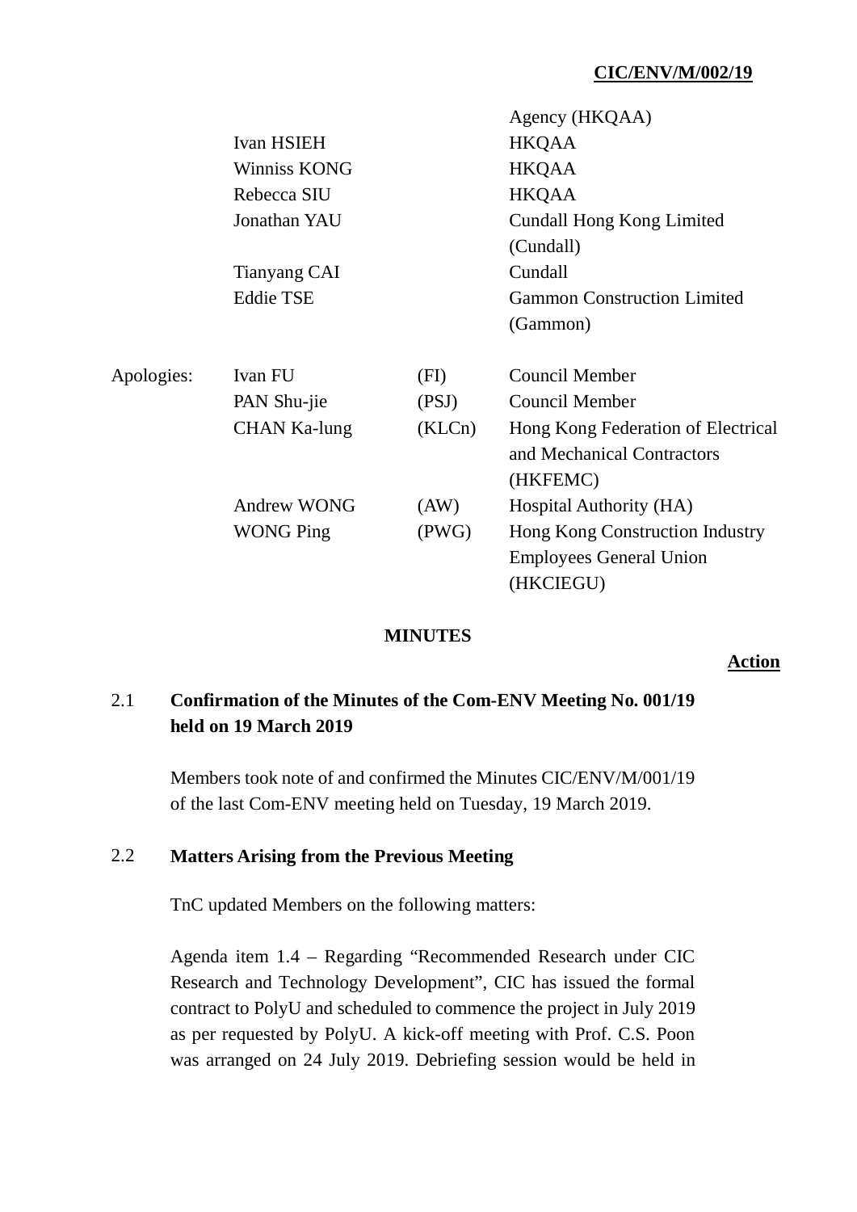| | | | |
|---|---|---|---|
| | | | Agency (HKQAA) |
| | Ivan HSIEH | | HKQAA |
| | Winniss KONG | | HKQAA |
| | Rebecca SIU | | HKQAA |
| | Jonathan YAU | | Cundall Hong Kong Limited (Cundall) |
| | Tianyang CAI | | Cundall |
| | Eddie TSE | | Gammon Construction Limited (Gammon) |
| Apologies: | Ivan FU | (FI) | Council Member |
| | PAN Shu-jie | (PSJ) | Council Member |
| | CHAN Ka-lung | (KLCn) | Hong Kong Federation of Electrical and Mechanical Contractors (HKFEMC) |
| | Andrew WONG | (AW) | Hospital Authority (HA) |
| | WONG Ping | (PWG) | Hong Kong Construction Industry Employees General Union (HKCIEGU) |

**MINUTES**

**Action**

## 2.1 Confirmation of the Minutes of the Com-ENV Meeting No. 001/19 held on 19 March 2019

Members took note of and confirmed the Minutes CIC/ENV/M/001/19 of the last Com-ENV meeting held on Tuesday, 19 March 2019.

## 2.2 Matters Arising from the Previous Meeting

TnC updated Members on the following matters:

Agenda item 1.4 – Regarding "Recommended Research under CIC Research and Technology Development", CIC has issued the formal contract to PolyU and scheduled to commence the project in July 2019 as per requested by PolyU. A kick-off meeting with Prof. C.S. Poon was arranged on 24 July 2019. Debriefing session would be held in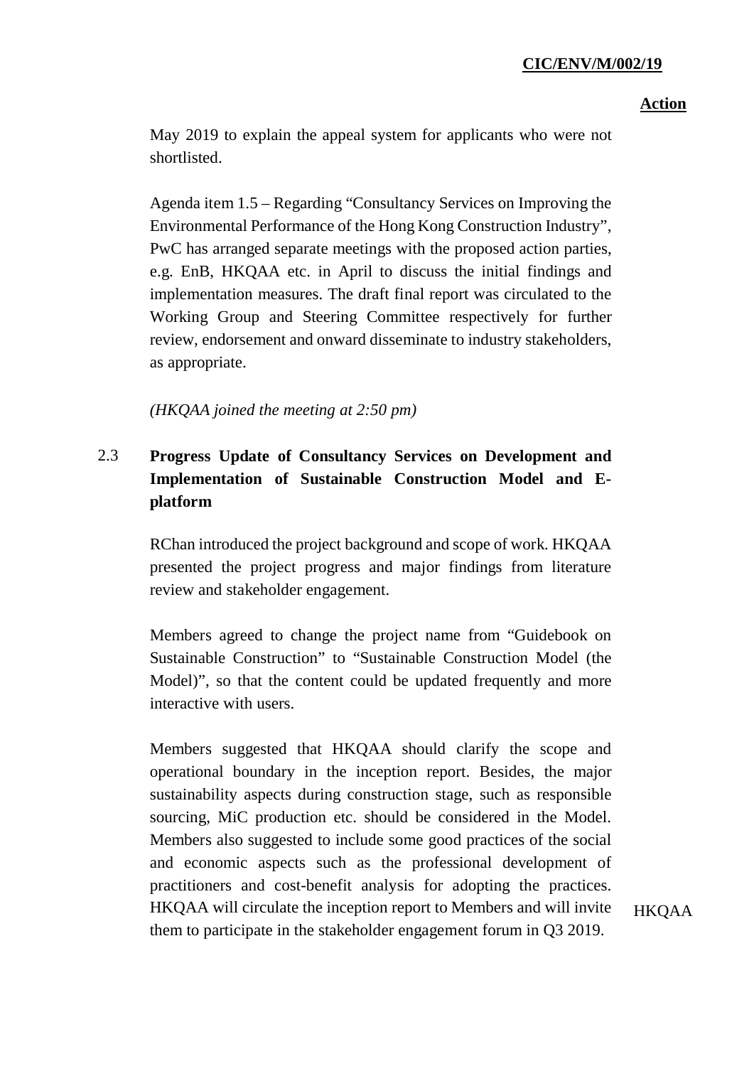**Action**

May 2019 to explain the appeal system for applicants who were not shortlisted.

Agenda item 1.5 – Regarding "Consultancy Services on Improving the Environmental Performance of the Hong Kong Construction Industry", PwC has arranged separate meetings with the proposed action parties, e.g. EnB, HKQAA etc. in April to discuss the initial findings and implementation measures. The draft final report was circulated to the Working Group and Steering Committee respectively for further review, endorsement and onward disseminate to industry stakeholders, as appropriate.

*(HKQAA joined the meeting at 2:50 pm)*

2.3 **Progress Update of Consultancy Services on Development and Implementation of Sustainable Construction Model and E-platform**

RChan introduced the project background and scope of work. HKQAA presented the project progress and major findings from literature review and stakeholder engagement.

Members agreed to change the project name from "Guidebook on Sustainable Construction" to "Sustainable Construction Model (the Model)", so that the content could be updated frequently and more interactive with users.

Members suggested that HKQAA should clarify the scope and operational boundary in the inception report. Besides, the major sustainability aspects during construction stage, such as responsible sourcing, MiC production etc. should be considered in the Model. Members also suggested to include some good practices of the social and economic aspects such as the professional development of practitioners and cost-benefit analysis for adopting the practices. HKQAA will circulate the inception report to Members and will invite them to participate in the stakeholder engagement forum in Q3 2019. — HKQAA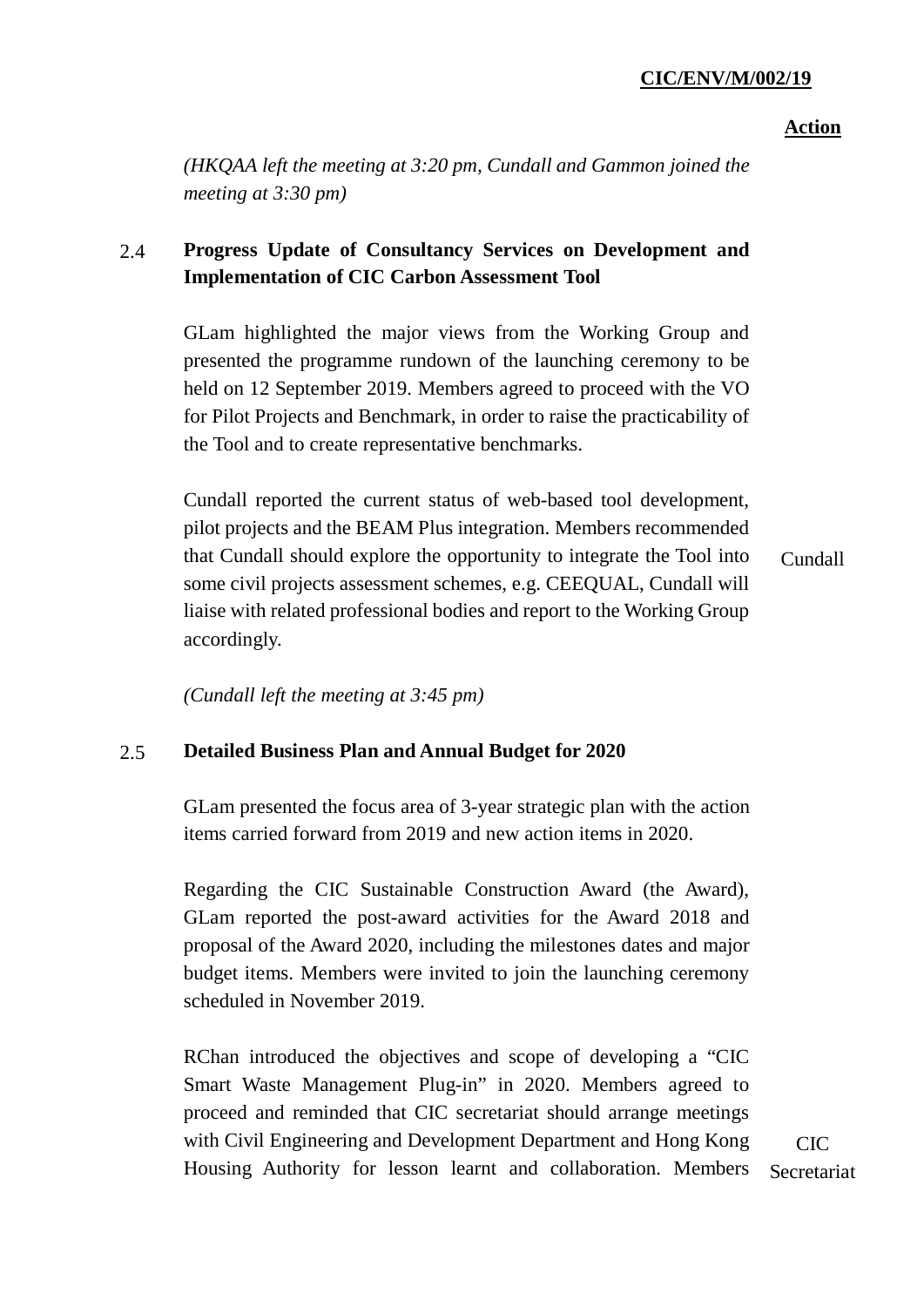**Action**

*(HKQAA left the meeting at 3:20 pm, Cundall and Gammon joined the meeting at 3:30 pm)*

2.4 **Progress Update of Consultancy Services on Development and Implementation of CIC Carbon Assessment Tool**

GLam highlighted the major views from the Working Group and presented the programme rundown of the launching ceremony to be held on 12 September 2019. Members agreed to proceed with the VO for Pilot Projects and Benchmark, in order to raise the practicability of the Tool and to create representative benchmarks.

Cundall reported the current status of web-based tool development, pilot projects and the BEAM Plus integration. Members recommended that Cundall should explore the opportunity to integrate the Tool into some civil projects assessment schemes, e.g. CEEQUAL, Cundall will liaise with related professional bodies and report to the Working Group accordingly. — **Cundall**

*(Cundall left the meeting at 3:45 pm)*

2.5 **Detailed Business Plan and Annual Budget for 2020**

GLam presented the focus area of 3-year strategic plan with the action items carried forward from 2019 and new action items in 2020.

Regarding the CIC Sustainable Construction Award (the Award), GLam reported the post-award activities for the Award 2018 and proposal of the Award 2020, including the milestones dates and major budget items. Members were invited to join the launching ceremony scheduled in November 2019.

RChan introduced the objectives and scope of developing a "CIC Smart Waste Management Plug-in" in 2020. Members agreed to proceed and reminded that CIC secretariat should arrange meetings with Civil Engineering and Development Department and Hong Kong Housing Authority for lesson learnt and collaboration. Members — **CIC Secretariat**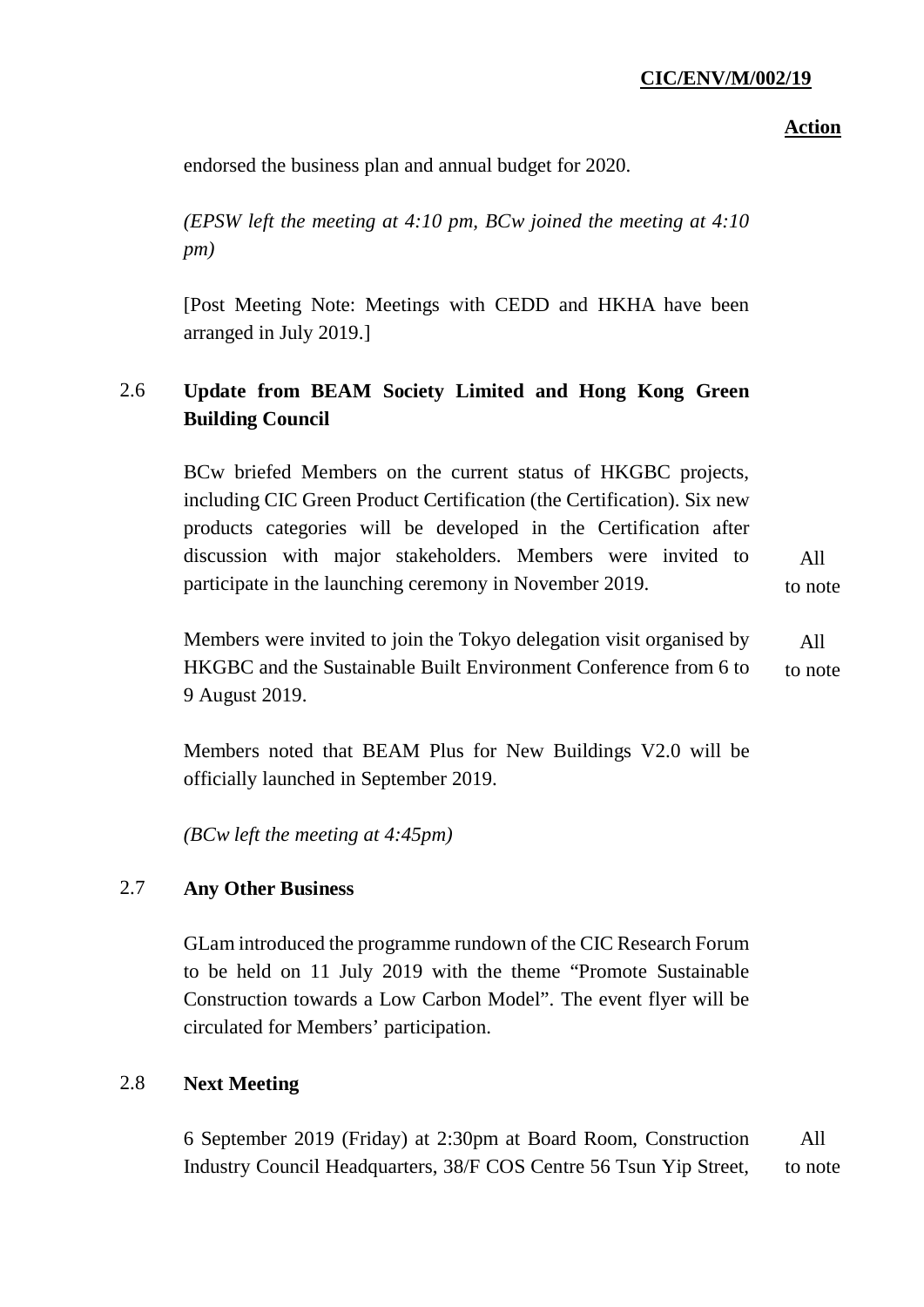**Action**

endorsed the business plan and annual budget for 2020.

*(EPSW left the meeting at 4:10 pm, BCw joined the meeting at 4:10 pm)*

[Post Meeting Note: Meetings with CEDD and HKHA have been arranged in July 2019.]

## 2.6 Update from BEAM Society Limited and Hong Kong Green Building Council

BCw briefed Members on the current status of HKGBC projects, including CIC Green Product Certification (the Certification). Six new products categories will be developed in the Certification after discussion with major stakeholders. Members were invited to participate in the launching ceremony in November 2019. — All to note

Members were invited to join the Tokyo delegation visit organised by HKGBC and the Sustainable Built Environment Conference from 6 to 9 August 2019. — All to note

Members noted that BEAM Plus for New Buildings V2.0 will be officially launched in September 2019.

*(BCw left the meeting at 4:45pm)*

## 2.7 Any Other Business

GLam introduced the programme rundown of the CIC Research Forum to be held on 11 July 2019 with the theme "Promote Sustainable Construction towards a Low Carbon Model". The event flyer will be circulated for Members' participation.

## 2.8 Next Meeting

6 September 2019 (Friday) at 2:30pm at Board Room, Construction Industry Council Headquarters, 38/F COS Centre 56 Tsun Yip Street, — All to note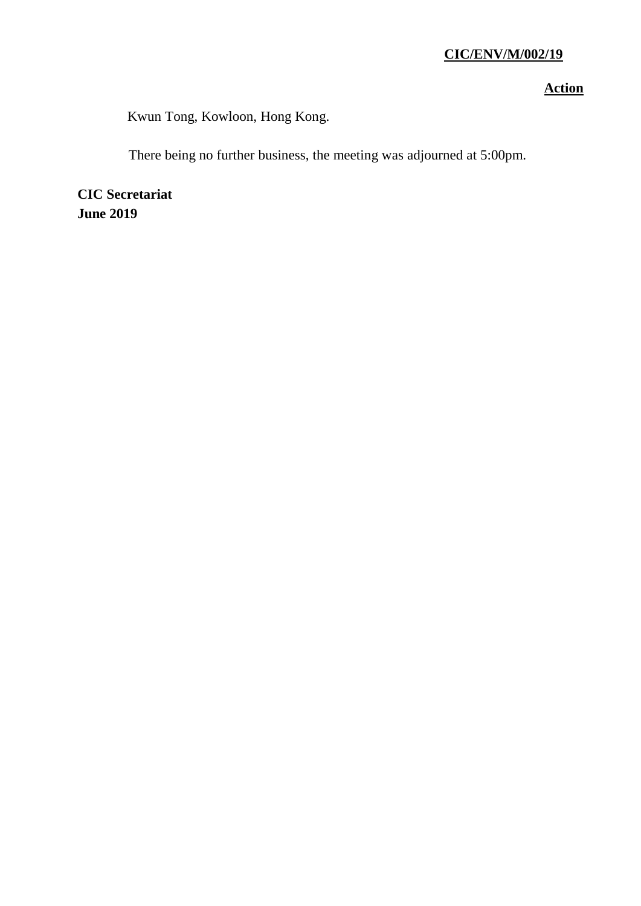Kwun Tong, Kowloon, Hong Kong.

There being no further business, the meeting was adjourned at 5:00pm.

**CIC Secretariat**
**June 2019**